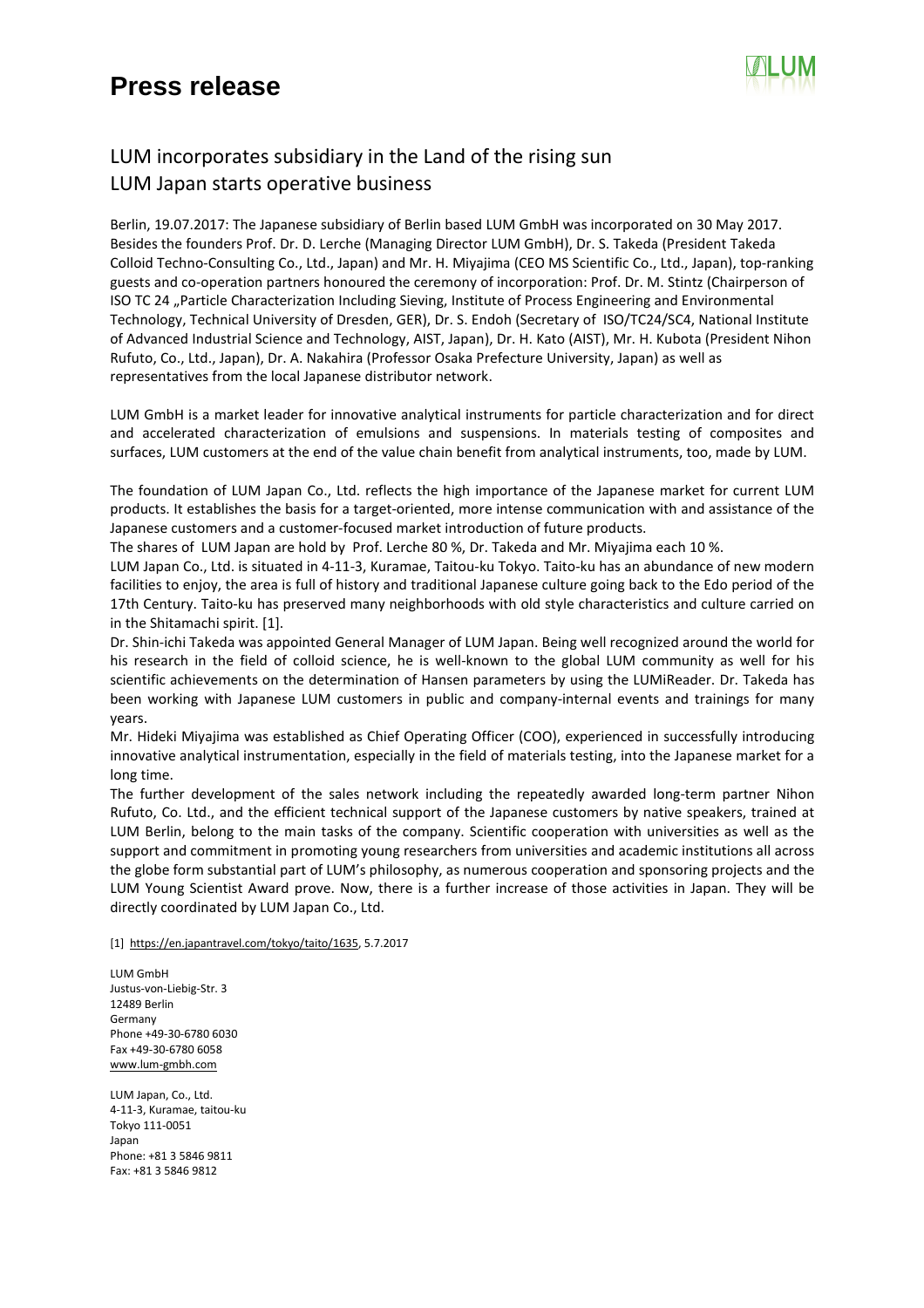# Press release

## LUM incorporates subsidiary in the Land of the rising sun
## LUM Japan starts operative business

Berlin, 19.07.2017: The Japanese subsidiary of Berlin based LUM GmbH was incorporated on 30 May 2017. Besides the founders Prof. Dr. D. Lerche (Managing Director LUM GmbH), Dr. S. Takeda (President Takeda Colloid Techno-Consulting Co., Ltd., Japan) and Mr. H. Miyajima (CEO MS Scientific Co., Ltd., Japan), top-ranking guests and co-operation partners honoured the ceremony of incorporation: Prof. Dr. M. Stintz (Chairperson of ISO TC 24 „Particle Characterization Including Sieving, Institute of Process Engineering and Environmental Technology, Technical University of Dresden, GER), Dr. S. Endoh (Secretary of ISO/TC24/SC4, National Institute of Advanced Industrial Science and Technology, AIST, Japan), Dr. H. Kato (AIST), Mr. H. Kubota (President Nihon Rufuto, Co., Ltd., Japan), Dr. A. Nakahira (Professor Osaka Prefecture University, Japan) as well as representatives from the local Japanese distributor network.

LUM GmbH is a market leader for innovative analytical instruments for particle characterization and for direct and accelerated characterization of emulsions and suspensions. In materials testing of composites and surfaces, LUM customers at the end of the value chain benefit from analytical instruments, too, made by LUM.

The foundation of LUM Japan Co., Ltd. reflects the high importance of the Japanese market for current LUM products. It establishes the basis for a target-oriented, more intense communication with and assistance of the Japanese customers and a customer-focused market introduction of future products.

The shares of LUM Japan are hold by Prof. Lerche 80 %, Dr. Takeda and Mr. Miyajima each 10 %.

LUM Japan Co., Ltd. is situated in 4-11-3, Kuramae, Taitou-ku Tokyo. Taito-ku has an abundance of new modern facilities to enjoy, the area is full of history and traditional Japanese culture going back to the Edo period of the 17th Century. Taito-ku has preserved many neighborhoods with old style characteristics and culture carried on in the Shitamachi spirit. [1].

Dr. Shin-ichi Takeda was appointed General Manager of LUM Japan. Being well recognized around the world for his research in the field of colloid science, he is well-known to the global LUM community as well for his scientific achievements on the determination of Hansen parameters by using the LUMiReader. Dr. Takeda has been working with Japanese LUM customers in public and company-internal events and trainings for many years.

Mr. Hideki Miyajima was established as Chief Operating Officer (COO), experienced in successfully introducing innovative analytical instrumentation, especially in the field of materials testing, into the Japanese market for a long time.

The further development of the sales network including the repeatedly awarded long-term partner Nihon Rufuto, Co. Ltd., and the efficient technical support of the Japanese customers by native speakers, trained at LUM Berlin, belong to the main tasks of the company. Scientific cooperation with universities as well as the support and commitment in promoting young researchers from universities and academic institutions all across the globe form substantial part of LUM's philosophy, as numerous cooperation and sponsoring projects and the LUM Young Scientist Award prove. Now, there is a further increase of those activities in Japan. They will be directly coordinated by LUM Japan Co., Ltd.

[1] https://en.japantravel.com/tokyo/taito/1635, 5.7.2017

LUM GmbH
Justus-von-Liebig-Str. 3
12489 Berlin
Germany
Phone +49-30-6780 6030
Fax +49-30-6780 6058
www.lum-gmbh.com

LUM Japan, Co., Ltd.
4-11-3, Kuramae, taitou-ku
Tokyo 111-0051
Japan
Phone: +81 3 5846 9811
Fax: +81 3 5846 9812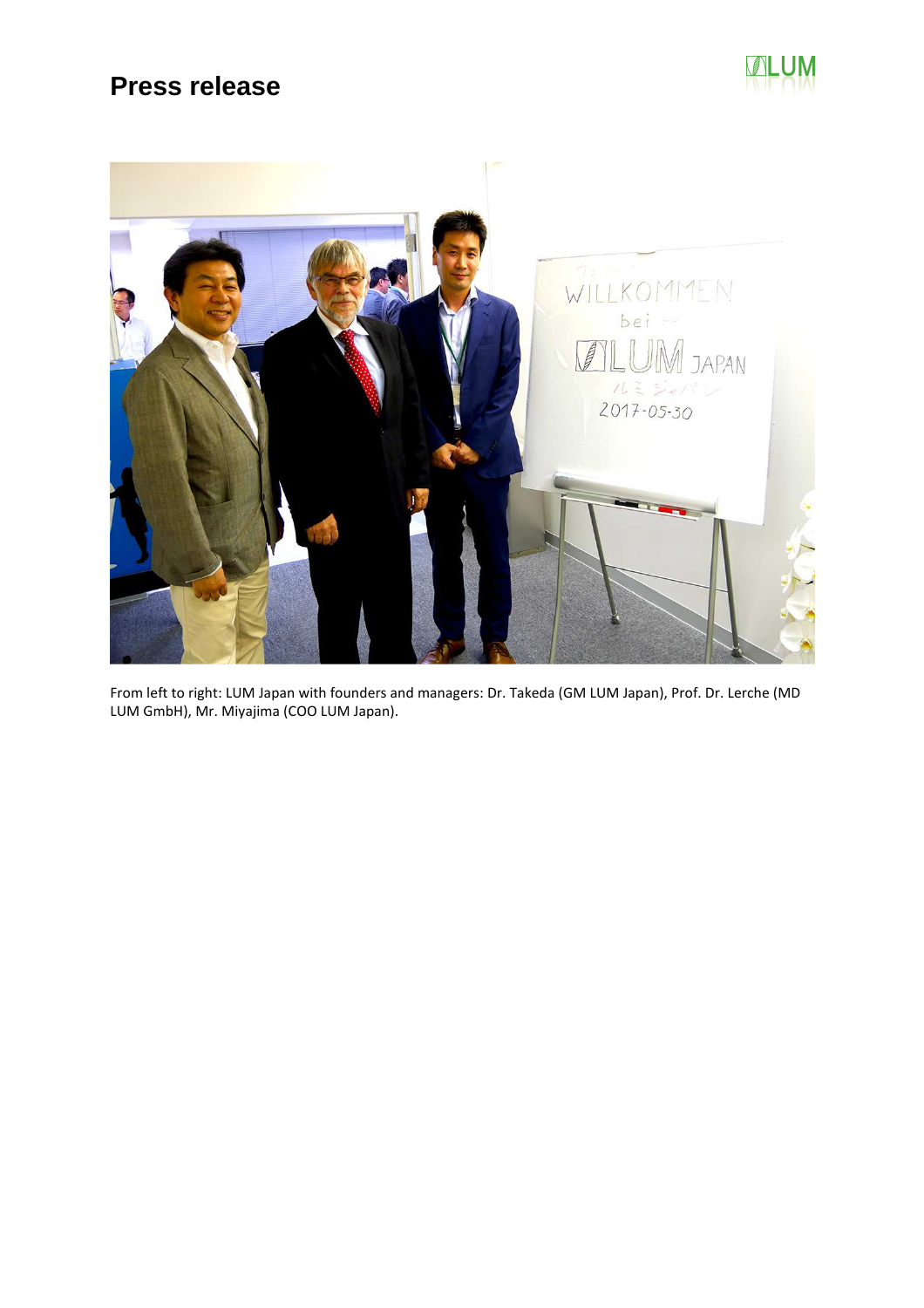# Press release

From left to right: LUM Japan with founders and managers: Dr. Takeda (GM LUM Japan), Prof. Dr. Lerche (MD LUM GmbH), Mr. Miyajima (COO LUM Japan).